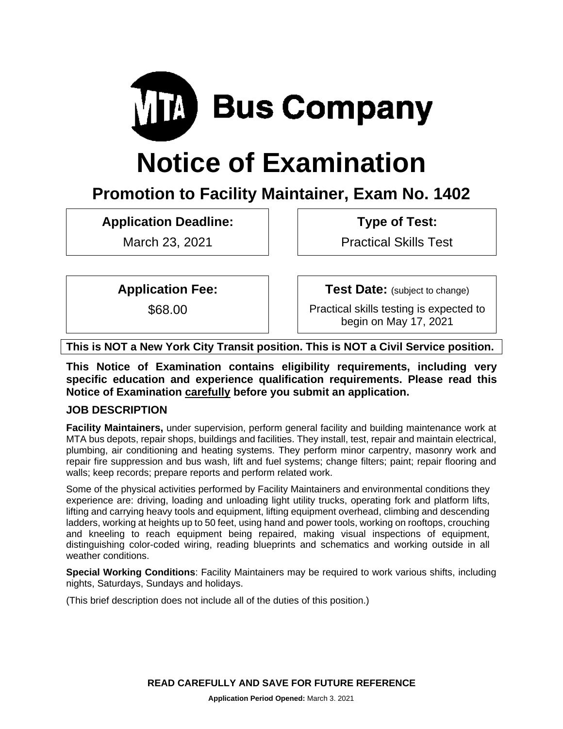# MTA Bus Company

# Notice of Examination

## Promotion to Facility Maintainer, Exam No. 1402

| Application Deadline: | Type of Test: |
|---|---|
| March 23, 2021 | Practical Skills Test |

| Application Fee: | Test Date: (subject to change) |
|---|---|
| $68.00 | Practical skills testing is expected to begin on May 17, 2021 |

**This is NOT a New York City Transit position. This is NOT a Civil Service position.**

**This Notice of Examination contains eligibility requirements, including very specific education and experience qualification requirements. Please read this Notice of Examination carefully before you submit an application.**

### JOB DESCRIPTION

**Facility Maintainers,** under supervision, perform general facility and building maintenance work at MTA bus depots, repair shops, buildings and facilities. They install, test, repair and maintain electrical, plumbing, air conditioning and heating systems. They perform minor carpentry, masonry work and repair fire suppression and bus wash, lift and fuel systems; change filters; paint; repair flooring and walls; keep records; prepare reports and perform related work.

Some of the physical activities performed by Facility Maintainers and environmental conditions they experience are: driving, loading and unloading light utility trucks, operating fork and platform lifts, lifting and carrying heavy tools and equipment, lifting equipment overhead, climbing and descending ladders, working at heights up to 50 feet, using hand and power tools, working on rooftops, crouching and kneeling to reach equipment being repaired, making visual inspections of equipment, distinguishing color-coded wiring, reading blueprints and schematics and working outside in all weather conditions.

**Special Working Conditions**: Facility Maintainers may be required to work various shifts, including nights, Saturdays, Sundays and holidays.

(This brief description does not include all of the duties of this position.)

**READ CAREFULLY AND SAVE FOR FUTURE REFERENCE**

**Application Period Opened:** March 3. 2021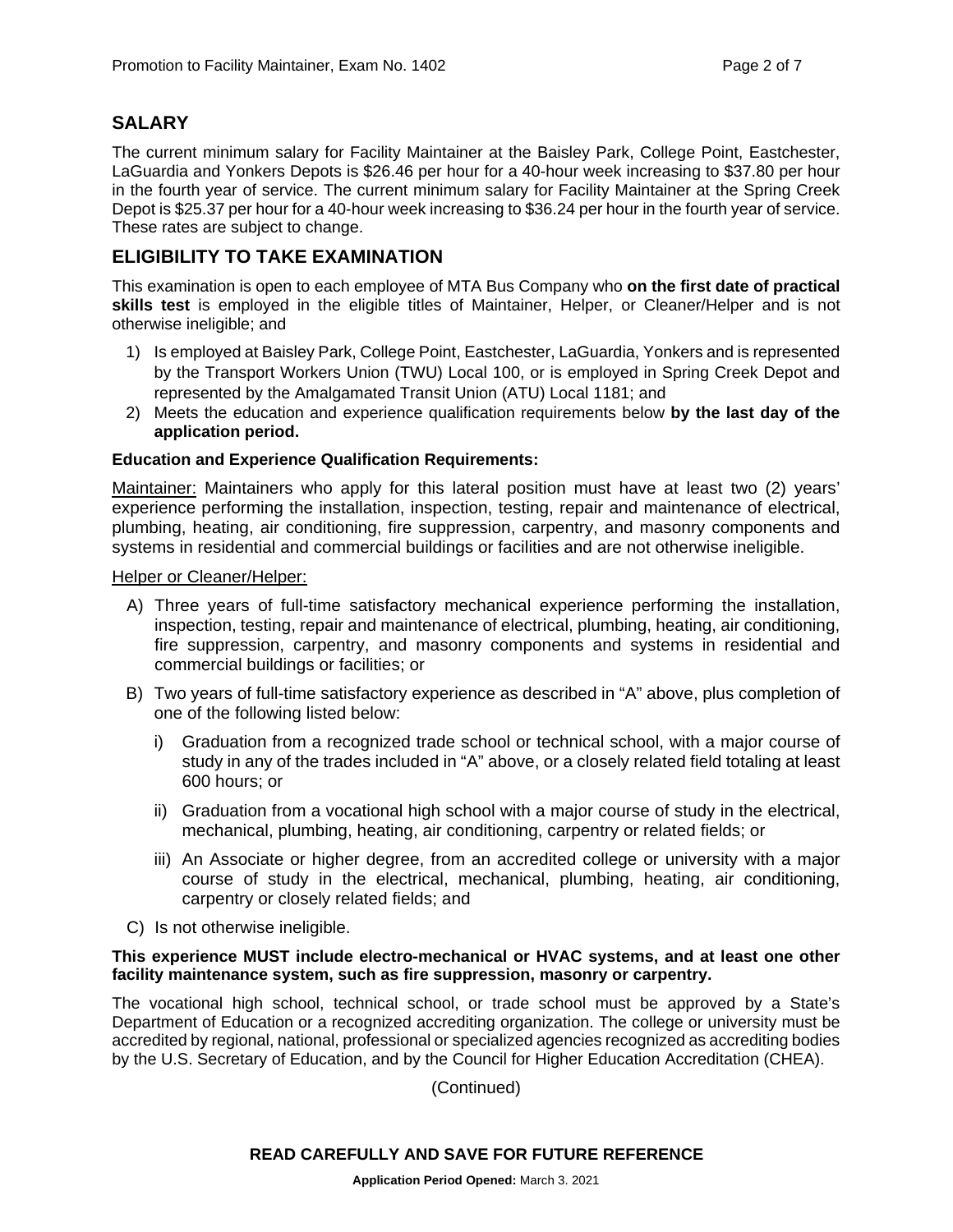## SALARY

The current minimum salary for Facility Maintainer at the Baisley Park, College Point, Eastchester, LaGuardia and Yonkers Depots is $26.46 per hour for a 40-hour week increasing to $37.80 per hour in the fourth year of service. The current minimum salary for Facility Maintainer at the Spring Creek Depot is $25.37 per hour for a 40-hour week increasing to $36.24 per hour in the fourth year of service. These rates are subject to change.

## ELIGIBILITY TO TAKE EXAMINATION

This examination is open to each employee of MTA Bus Company who **on the first date of practical skills test** is employed in the eligible titles of Maintainer, Helper, or Cleaner/Helper and is not otherwise ineligible; and

1) Is employed at Baisley Park, College Point, Eastchester, LaGuardia, Yonkers and is represented by the Transport Workers Union (TWU) Local 100, or is employed in Spring Creek Depot and represented by the Amalgamated Transit Union (ATU) Local 1181; and
2) Meets the education and experience qualification requirements below **by the last day of the application period.**

**Education and Experience Qualification Requirements:**

Maintainer: Maintainers who apply for this lateral position must have at least two (2) years' experience performing the installation, inspection, testing, repair and maintenance of electrical, plumbing, heating, air conditioning, fire suppression, carpentry, and masonry components and systems in residential and commercial buildings or facilities and are not otherwise ineligible.

Helper or Cleaner/Helper:

A) Three years of full-time satisfactory mechanical experience performing the installation, inspection, testing, repair and maintenance of electrical, plumbing, heating, air conditioning, fire suppression, carpentry, and masonry components and systems in residential and commercial buildings or facilities; or
B) Two years of full-time satisfactory experience as described in "A" above, plus completion of one of the following listed below:
   i) Graduation from a recognized trade school or technical school, with a major course of study in any of the trades included in "A" above, or a closely related field totaling at least 600 hours; or
   ii) Graduation from a vocational high school with a major course of study in the electrical, mechanical, plumbing, heating, air conditioning, carpentry or related fields; or
   iii) An Associate or higher degree, from an accredited college or university with a major course of study in the electrical, mechanical, plumbing, heating, air conditioning, carpentry or closely related fields; and
C) Is not otherwise ineligible.

**This experience MUST include electro-mechanical or HVAC systems, and at least one other facility maintenance system, such as fire suppression, masonry or carpentry.**

The vocational high school, technical school, or trade school must be approved by a State's Department of Education or a recognized accrediting organization. The college or university must be accredited by regional, national, professional or specialized agencies recognized as accrediting bodies by the U.S. Secretary of Education, and by the Council for Higher Education Accreditation (CHEA).

(Continued)

**READ CAREFULLY AND SAVE FOR FUTURE REFERENCE**

**Application Period Opened:** March 3. 2021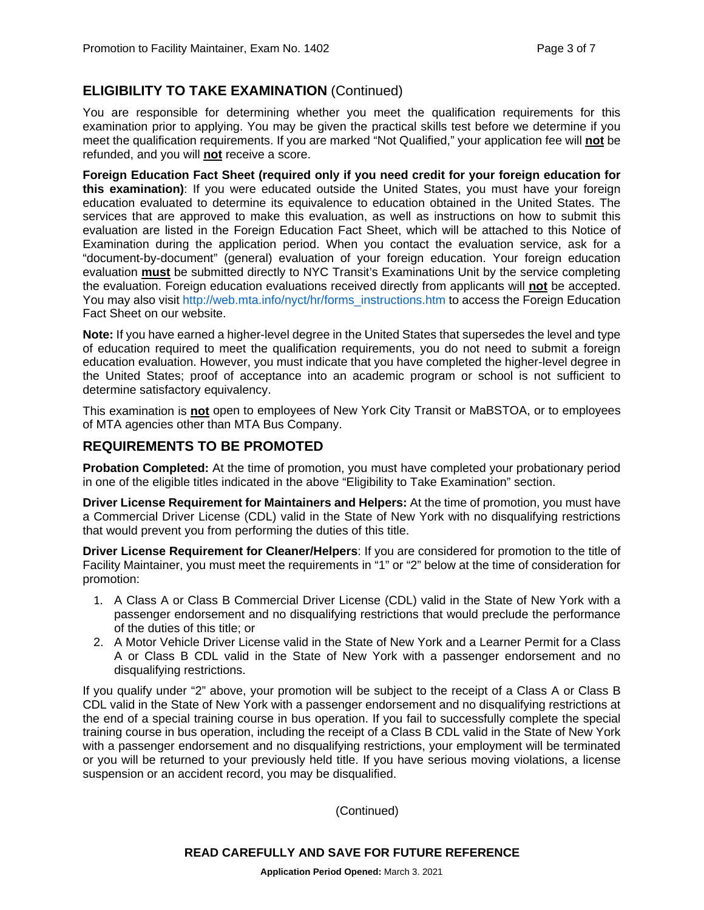## ELIGIBILITY TO TAKE EXAMINATION (Continued)

You are responsible for determining whether you meet the qualification requirements for this examination prior to applying. You may be given the practical skills test before we determine if you meet the qualification requirements. If you are marked "Not Qualified," your application fee will **not** be refunded, and you will **not** receive a score.

**Foreign Education Fact Sheet (required only if you need credit for your foreign education for this examination)**: If you were educated outside the United States, you must have your foreign education evaluated to determine its equivalence to education obtained in the United States. The services that are approved to make this evaluation, as well as instructions on how to submit this evaluation are listed in the Foreign Education Fact Sheet, which will be attached to this Notice of Examination during the application period. When you contact the evaluation service, ask for a "document-by-document" (general) evaluation of your foreign education. Your foreign education evaluation **must** be submitted directly to NYC Transit's Examinations Unit by the service completing the evaluation. Foreign education evaluations received directly from applicants will **not** be accepted. You may also visit http://web.mta.info/nyct/hr/forms_instructions.htm to access the Foreign Education Fact Sheet on our website.

**Note:** If you have earned a higher-level degree in the United States that supersedes the level and type of education required to meet the qualification requirements, you do not need to submit a foreign education evaluation. However, you must indicate that you have completed the higher-level degree in the United States; proof of acceptance into an academic program or school is not sufficient to determine satisfactory equivalency.

This examination is **not** open to employees of New York City Transit or MaBSTOA, or to employees of MTA agencies other than MTA Bus Company.

## REQUIREMENTS TO BE PROMOTED

**Probation Completed:** At the time of promotion, you must have completed your probationary period in one of the eligible titles indicated in the above "Eligibility to Take Examination" section.

**Driver License Requirement for Maintainers and Helpers:** At the time of promotion, you must have a Commercial Driver License (CDL) valid in the State of New York with no disqualifying restrictions that would prevent you from performing the duties of this title.

**Driver License Requirement for Cleaner/Helpers**: If you are considered for promotion to the title of Facility Maintainer, you must meet the requirements in "1" or "2" below at the time of consideration for promotion:

1. A Class A or Class B Commercial Driver License (CDL) valid in the State of New York with a passenger endorsement and no disqualifying restrictions that would preclude the performance of the duties of this title; or
2. A Motor Vehicle Driver License valid in the State of New York and a Learner Permit for a Class A or Class B CDL valid in the State of New York with a passenger endorsement and no disqualifying restrictions.

If you qualify under "2" above, your promotion will be subject to the receipt of a Class A or Class B CDL valid in the State of New York with a passenger endorsement and no disqualifying restrictions at the end of a special training course in bus operation. If you fail to successfully complete the special training course in bus operation, including the receipt of a Class B CDL valid in the State of New York with a passenger endorsement and no disqualifying restrictions, your employment will be terminated or you will be returned to your previously held title. If you have serious moving violations, a license suspension or an accident record, you may be disqualified.

(Continued)

**READ CAREFULLY AND SAVE FOR FUTURE REFERENCE**

**Application Period Opened:** March 3. 2021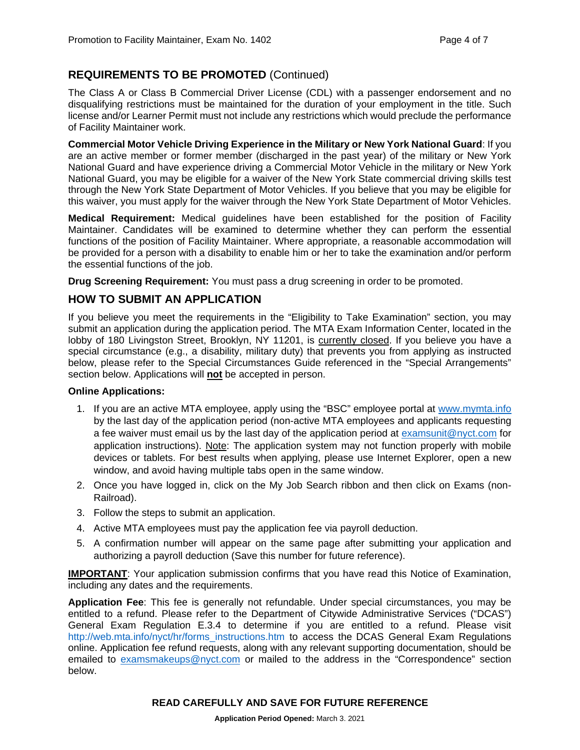## REQUIREMENTS TO BE PROMOTED (Continued)

The Class A or Class B Commercial Driver License (CDL) with a passenger endorsement and no disqualifying restrictions must be maintained for the duration of your employment in the title. Such license and/or Learner Permit must not include any restrictions which would preclude the performance of Facility Maintainer work.

**Commercial Motor Vehicle Driving Experience in the Military or New York National Guard**: If you are an active member or former member (discharged in the past year) of the military or New York National Guard and have experience driving a Commercial Motor Vehicle in the military or New York National Guard, you may be eligible for a waiver of the New York State commercial driving skills test through the New York State Department of Motor Vehicles. If you believe that you may be eligible for this waiver, you must apply for the waiver through the New York State Department of Motor Vehicles.

**Medical Requirement:** Medical guidelines have been established for the position of Facility Maintainer. Candidates will be examined to determine whether they can perform the essential functions of the position of Facility Maintainer. Where appropriate, a reasonable accommodation will be provided for a person with a disability to enable him or her to take the examination and/or perform the essential functions of the job.

**Drug Screening Requirement:** You must pass a drug screening in order to be promoted.

## HOW TO SUBMIT AN APPLICATION

If you believe you meet the requirements in the "Eligibility to Take Examination" section, you may submit an application during the application period. The MTA Exam Information Center, located in the lobby of 180 Livingston Street, Brooklyn, NY 11201, is currently closed. If you believe you have a special circumstance (e.g., a disability, military duty) that prevents you from applying as instructed below, please refer to the Special Circumstances Guide referenced in the "Special Arrangements" section below. Applications will **not** be accepted in person.

**Online Applications:**

1. If you are an active MTA employee, apply using the "BSC" employee portal at www.mymta.info by the last day of the application period (non-active MTA employees and applicants requesting a fee waiver must email us by the last day of the application period at examsunit@nyct.com for application instructions). Note: The application system may not function properly with mobile devices or tablets. For best results when applying, please use Internet Explorer, open a new window, and avoid having multiple tabs open in the same window.
2. Once you have logged in, click on the My Job Search ribbon and then click on Exams (non-Railroad).
3. Follow the steps to submit an application.
4. Active MTA employees must pay the application fee via payroll deduction.
5. A confirmation number will appear on the same page after submitting your application and authorizing a payroll deduction (Save this number for future reference).

**IMPORTANT**: Your application submission confirms that you have read this Notice of Examination, including any dates and the requirements.

**Application Fee**: This fee is generally not refundable. Under special circumstances, you may be entitled to a refund. Please refer to the Department of Citywide Administrative Services ("DCAS") General Exam Regulation E.3.4 to determine if you are entitled to a refund. Please visit http://web.mta.info/nyct/hr/forms_instructions.htm to access the DCAS General Exam Regulations online. Application fee refund requests, along with any relevant supporting documentation, should be emailed to examsmakeups@nyct.com or mailed to the address in the "Correspondence" section below.

**READ CAREFULLY AND SAVE FOR FUTURE REFERENCE**

**Application Period Opened:** March 3. 2021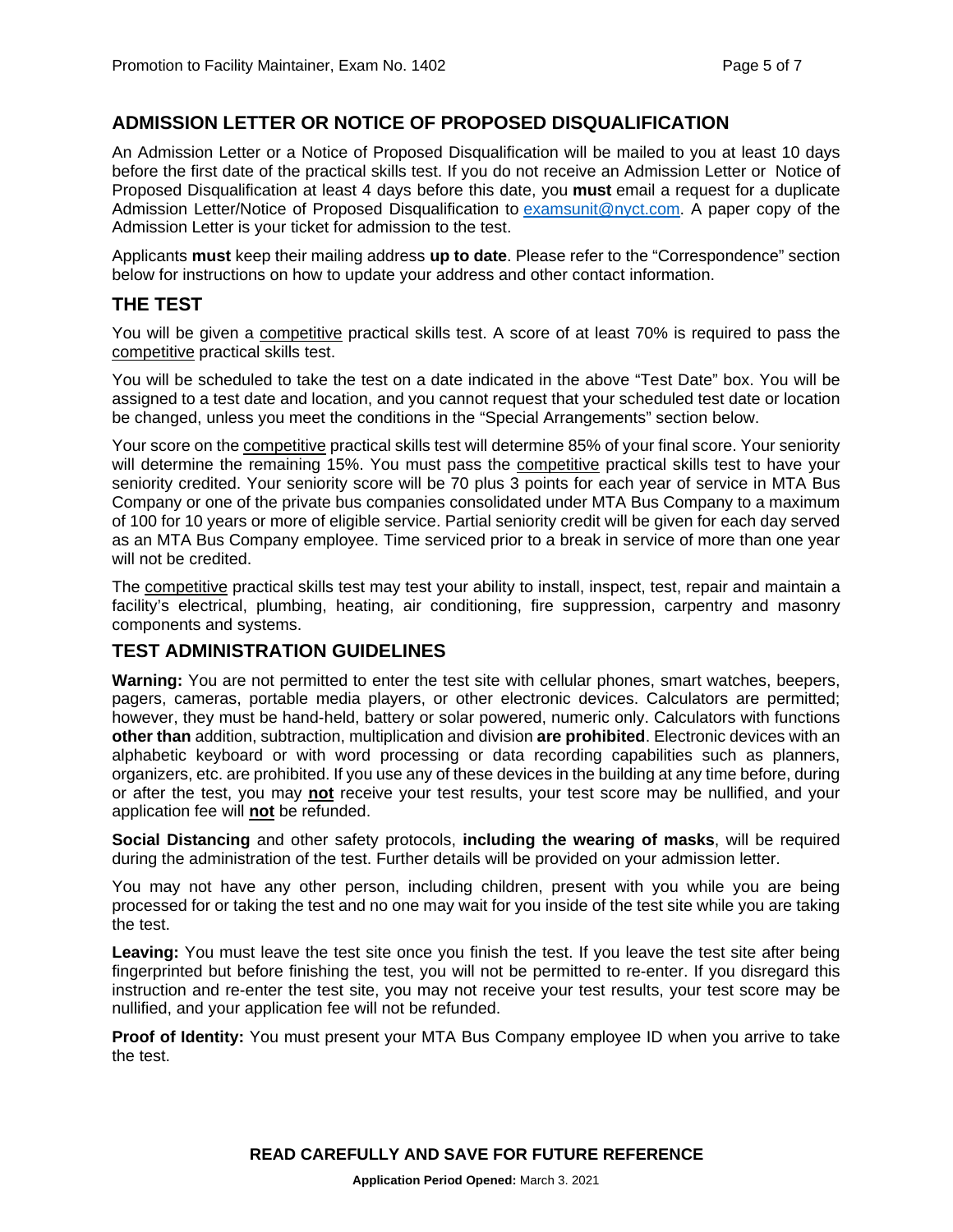## ADMISSION LETTER OR NOTICE OF PROPOSED DISQUALIFICATION

An Admission Letter or a Notice of Proposed Disqualification will be mailed to you at least 10 days before the first date of the practical skills test. If you do not receive an Admission Letter or Notice of Proposed Disqualification at least 4 days before this date, you **must** email a request for a duplicate Admission Letter/Notice of Proposed Disqualification to examsunit@nyct.com. A paper copy of the Admission Letter is your ticket for admission to the test.

Applicants **must** keep their mailing address **up to date**. Please refer to the "Correspondence" section below for instructions on how to update your address and other contact information.

## THE TEST

You will be given a competitive practical skills test. A score of at least 70% is required to pass the competitive practical skills test.

You will be scheduled to take the test on a date indicated in the above "Test Date" box. You will be assigned to a test date and location, and you cannot request that your scheduled test date or location be changed, unless you meet the conditions in the "Special Arrangements" section below.

Your score on the competitive practical skills test will determine 85% of your final score. Your seniority will determine the remaining 15%. You must pass the competitive practical skills test to have your seniority credited. Your seniority score will be 70 plus 3 points for each year of service in MTA Bus Company or one of the private bus companies consolidated under MTA Bus Company to a maximum of 100 for 10 years or more of eligible service. Partial seniority credit will be given for each day served as an MTA Bus Company employee. Time serviced prior to a break in service of more than one year will not be credited.

The competitive practical skills test may test your ability to install, inspect, test, repair and maintain a facility's electrical, plumbing, heating, air conditioning, fire suppression, carpentry and masonry components and systems.

## TEST ADMINISTRATION GUIDELINES

**Warning:** You are not permitted to enter the test site with cellular phones, smart watches, beepers, pagers, cameras, portable media players, or other electronic devices. Calculators are permitted; however, they must be hand-held, battery or solar powered, numeric only. Calculators with functions **other than** addition, subtraction, multiplication and division **are prohibited**. Electronic devices with an alphabetic keyboard or with word processing or data recording capabilities such as planners, organizers, etc. are prohibited. If you use any of these devices in the building at any time before, during or after the test, you may **not** receive your test results, your test score may be nullified, and your application fee will **not** be refunded.

**Social Distancing** and other safety protocols, **including the wearing of masks**, will be required during the administration of the test. Further details will be provided on your admission letter.

You may not have any other person, including children, present with you while you are being processed for or taking the test and no one may wait for you inside of the test site while you are taking the test.

**Leaving:** You must leave the test site once you finish the test. If you leave the test site after being fingerprinted but before finishing the test, you will not be permitted to re-enter. If you disregard this instruction and re-enter the test site, you may not receive your test results, your test score may be nullified, and your application fee will not be refunded.

**Proof of Identity:** You must present your MTA Bus Company employee ID when you arrive to take the test.

**READ CAREFULLY AND SAVE FOR FUTURE REFERENCE**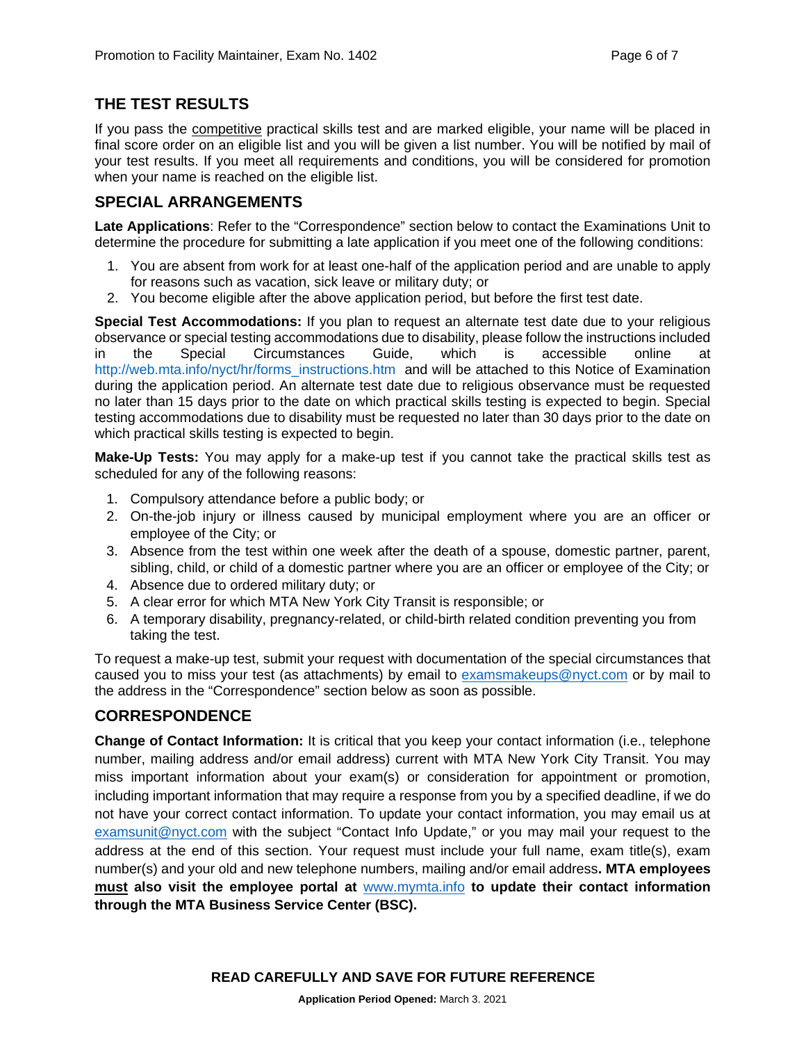## THE TEST RESULTS

If you pass the competitive practical skills test and are marked eligible, your name will be placed in final score order on an eligible list and you will be given a list number. You will be notified by mail of your test results. If you meet all requirements and conditions, you will be considered for promotion when your name is reached on the eligible list.

## SPECIAL ARRANGEMENTS

**Late Applications**: Refer to the "Correspondence" section below to contact the Examinations Unit to determine the procedure for submitting a late application if you meet one of the following conditions:

1. You are absent from work for at least one-half of the application period and are unable to apply for reasons such as vacation, sick leave or military duty; or
2. You become eligible after the above application period, but before the first test date.

**Special Test Accommodations:** If you plan to request an alternate test date due to your religious observance or special testing accommodations due to disability, please follow the instructions included in the Special Circumstances Guide, which is accessible online at http://web.mta.info/nyct/hr/forms_instructions.htm and will be attached to this Notice of Examination during the application period. An alternate test date due to religious observance must be requested no later than 15 days prior to the date on which practical skills testing is expected to begin. Special testing accommodations due to disability must be requested no later than 30 days prior to the date on which practical skills testing is expected to begin.

**Make-Up Tests:** You may apply for a make-up test if you cannot take the practical skills test as scheduled for any of the following reasons:

1. Compulsory attendance before a public body; or
2. On-the-job injury or illness caused by municipal employment where you are an officer or employee of the City; or
3. Absence from the test within one week after the death of a spouse, domestic partner, parent, sibling, child, or child of a domestic partner where you are an officer or employee of the City; or
4. Absence due to ordered military duty; or
5. A clear error for which MTA New York City Transit is responsible; or
6. A temporary disability, pregnancy-related, or child-birth related condition preventing you from taking the test.

To request a make-up test, submit your request with documentation of the special circumstances that caused you to miss your test (as attachments) by email to examsmakeups@nyct.com or by mail to the address in the "Correspondence" section below as soon as possible.

## CORRESPONDENCE

**Change of Contact Information:** It is critical that you keep your contact information (i.e., telephone number, mailing address and/or email address) current with MTA New York City Transit. You may miss important information about your exam(s) or consideration for appointment or promotion, including important information that may require a response from you by a specified deadline, if we do not have your correct contact information. To update your contact information, you may email us at examsunit@nyct.com with the subject "Contact Info Update," or you may mail your request to the address at the end of this section. Your request must include your full name, exam title(s), exam number(s) and your old and new telephone numbers, mailing and/or email address**. MTA employees must also visit the employee portal at** www.mymta.info **to update their contact information through the MTA Business Service Center (BSC).**

**READ CAREFULLY AND SAVE FOR FUTURE REFERENCE**

**Application Period Opened:** March 3. 2021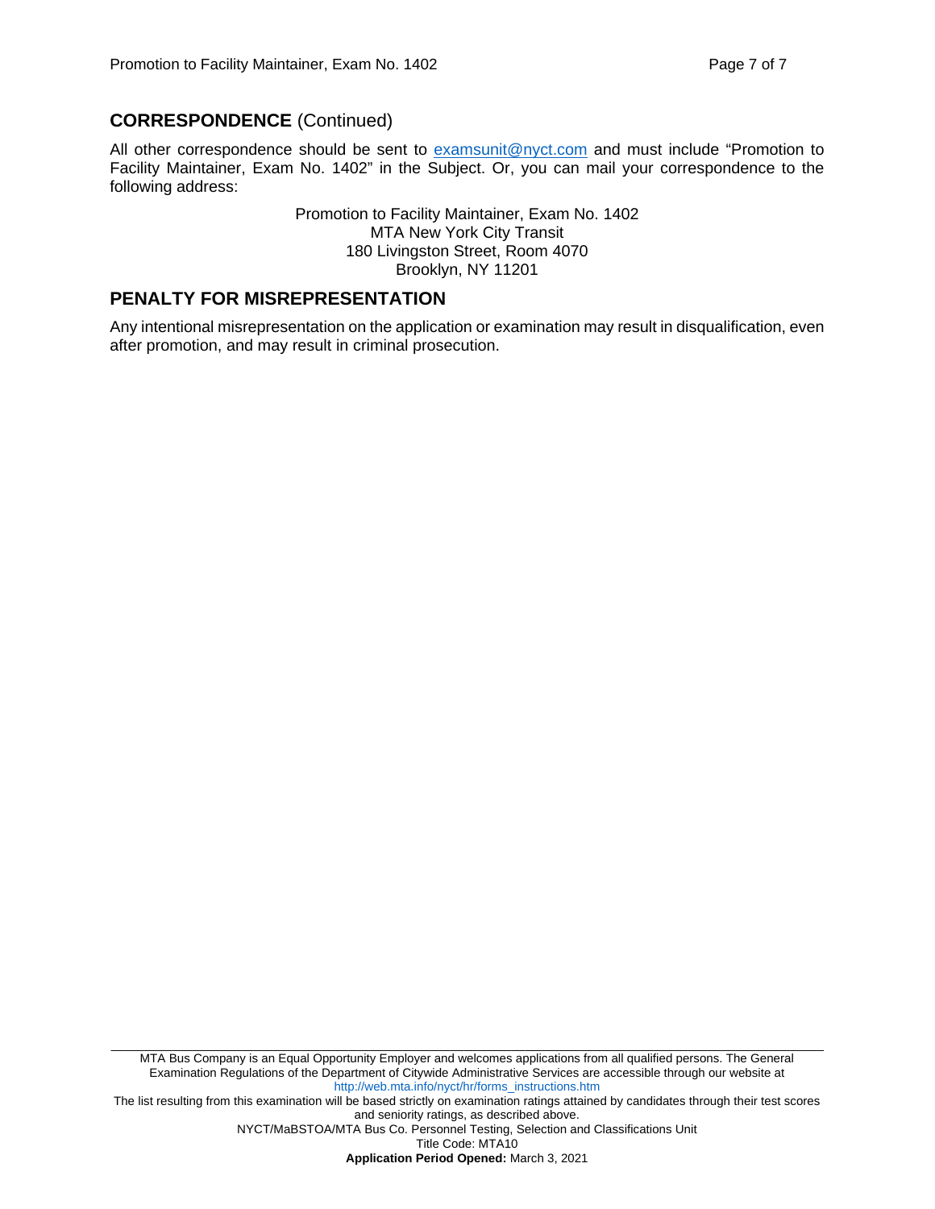## CORRESPONDENCE (Continued)

All other correspondence should be sent to examsunit@nyct.com and must include "Promotion to Facility Maintainer, Exam No. 1402" in the Subject. Or, you can mail your correspondence to the following address:

Promotion to Facility Maintainer, Exam No. 1402
MTA New York City Transit
180 Livingston Street, Room 4070
Brooklyn, NY 11201

## PENALTY FOR MISREPRESENTATION

Any intentional misrepresentation on the application or examination may result in disqualification, even after promotion, and may result in criminal prosecution.

---

MTA Bus Company is an Equal Opportunity Employer and welcomes applications from all qualified persons. The General Examination Regulations of the Department of Citywide Administrative Services are accessible through our website at http://web.mta.info/nyct/hr/forms_instructions.htm

The list resulting from this examination will be based strictly on examination ratings attained by candidates through their test scores and seniority ratings, as described above.

NYCT/MaBSTOA/MTA Bus Co. Personnel Testing, Selection and Classifications Unit

Title Code: MTA10

**Application Period Opened:** March 3, 2021